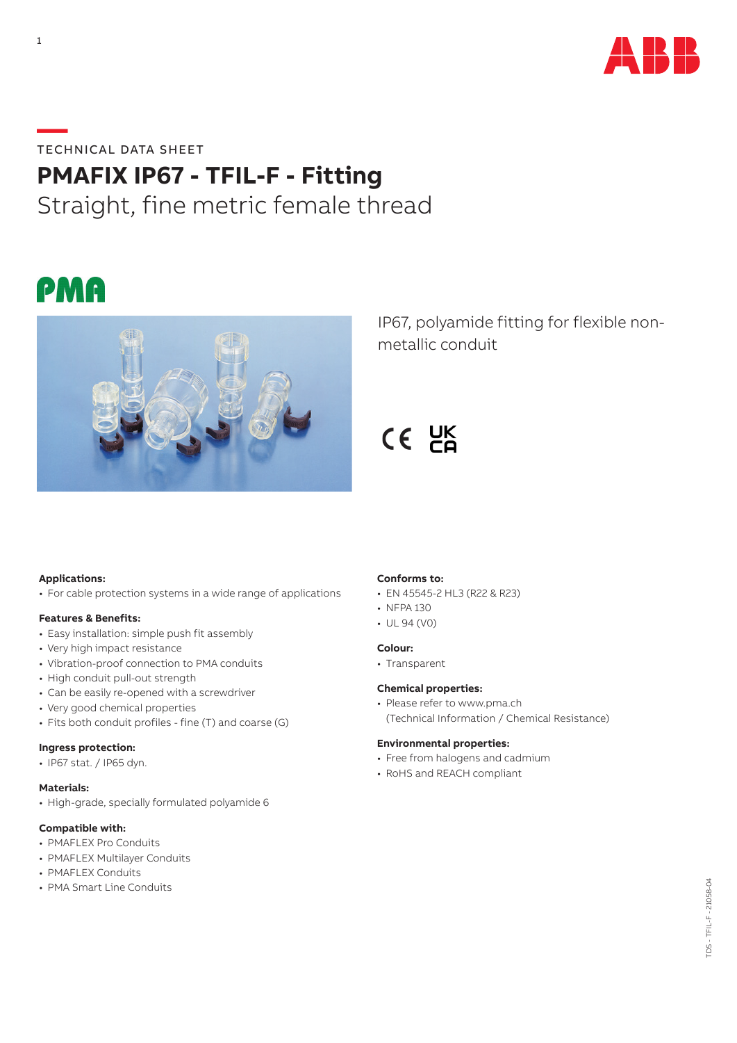TECHNICAL DATA SHEET

# PMAFIX IP67 - TFIL-F - Fitting

## Straight, fine metric female thread

IP67, polyamide fitting for flexible non-metallic conduit

### Applications:
- For cable protection systems in a wide range of applications

### Features & Benefits:
- Easy installation: simple push fit assembly
- Very high impact resistance
- Vibration-proof connection to PMA conduits
- High conduit pull-out strength
- Can be easily re-opened with a screwdriver
- Very good chemical properties
- Fits both conduit profiles - fine (T) and coarse (G)

### Ingress protection:
- IP67 stat. / IP65 dyn.

### Materials:
- High-grade, specially formulated polyamide 6

### Compatible with:
- PMAFLEX Pro Conduits
- PMAFLEX Multilayer Conduits
- PMAFLEX Conduits
- PMA Smart Line Conduits

### Conforms to:
- EN 45545-2 HL3 (R22 & R23)
- NFPA 130
- UL 94 (V0)

### Colour:
- Transparent

### Chemical properties:
- Please refer to www.pma.ch (Technical Information / Chemical Resistance)

### Environmental properties:
- Free from halogens and cadmium
- RoHS and REACH compliant

TDS - TFIL-F - 21058-04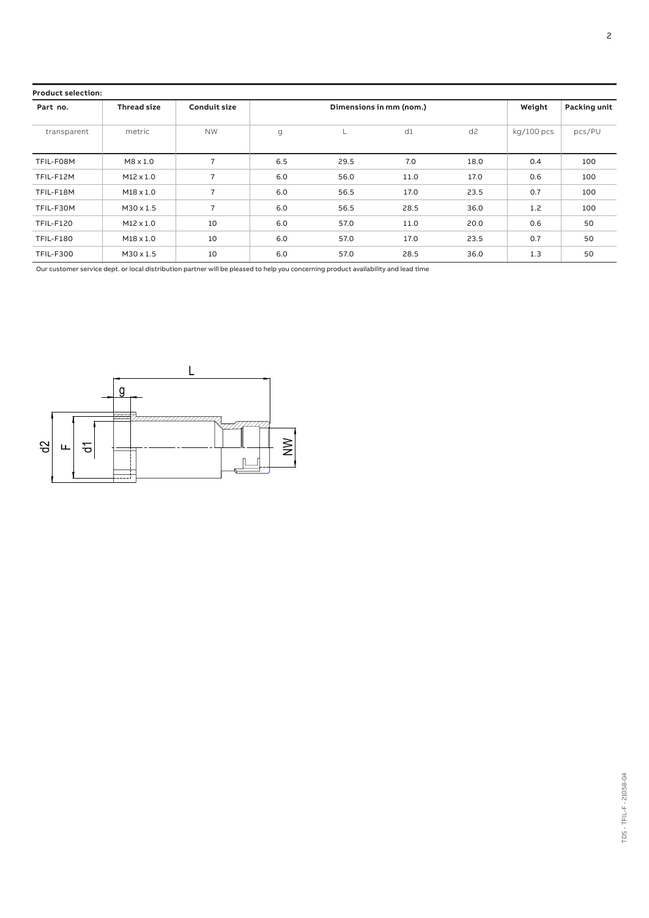**Product selection:**

| Part no. | Thread size | Conduit size | Dimensions in mm (nom.) | | | | Weight | Packing unit |
|---|---|---|---|---|---|---|---|---|
| transparent | metric | NW | g | L | d1 | d2 | kg/100 pcs | pcs/PU |
| TFIL-F08M | M8 x 1.0 | 7 | 6.5 | 29.5 | 7.0 | 18.0 | 0.4 | 100 |
| TFIL-F12M | M12 x 1.0 | 7 | 6.0 | 56.0 | 11.0 | 17.0 | 0.6 | 100 |
| TFIL-F18M | M18 x 1.0 | 7 | 6.0 | 56.5 | 17.0 | 23.5 | 0.7 | 100 |
| TFIL-F30M | M30 x 1.5 | 7 | 6.0 | 56.5 | 28.5 | 36.0 | 1.2 | 100 |
| TFIL-F120 | M12 x 1.0 | 10 | 6.0 | 57.0 | 11.0 | 20.0 | 0.6 | 50 |
| TFIL-F180 | M18 x 1.0 | 10 | 6.0 | 57.0 | 17.0 | 23.5 | 0.7 | 50 |
| TFIL-F300 | M30 x 1.5 | 10 | 6.0 | 57.0 | 28.5 | 36.0 | 1.3 | 50 |

Our customer service dept. or local distribution partner will be pleased to help you concerning product availability and lead time

TDS - TFIL-F - 21058-04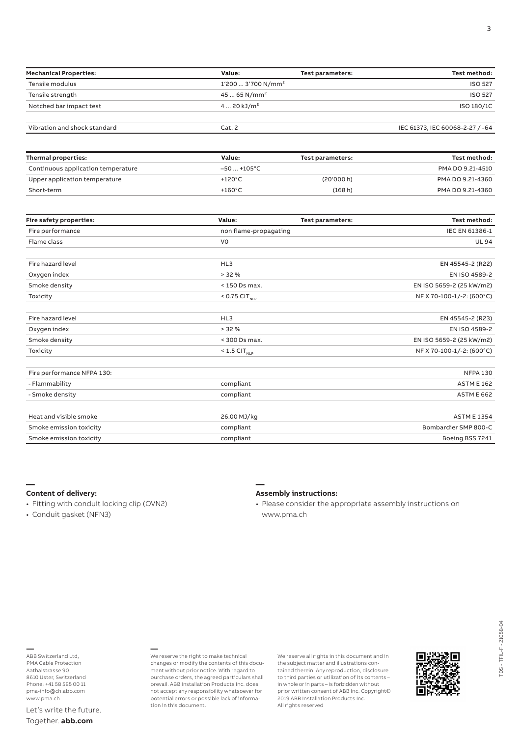| Mechanical Properties: | Value: | Test parameters: | Test method: |
|---|---|---|---|
| Tensile modulus | 1'200 … 3'700 N/mm² | | ISO 527 |
| Tensile strength | 45 … 65 N/mm² | | ISO 527 |
| Notched bar impact test | 4 … 20 kJ/m² | | ISO 180/1C |
| Vibration and shock standard | Cat. 2 | | IEC 61373, IEC 60068-2-27 / -64 |

| Thermal properties: | Value: | Test parameters: | Test method: |
|---|---|---|---|
| Continuous application temperature | –50 … +105°C | | PMA DO 9.21-4510 |
| Upper application temperature | +120°C | (20'000 h) | PMA DO 9.21-4360 |
| Short-term | +160°C | (168 h) | PMA DO 9.21-4360 |

| Fire safety properties: | Value: | Test parameters: | Test method: |
|---|---|---|---|
| Fire performance | non flame-propagating | | IEC EN 61386-1 |
| Flame class | V0 | | UL 94 |
| Fire hazard level | HL3 | | EN 45545-2 (R22) |
| Oxygen index | > 32 % | | EN ISO 4589-2 |
| Smoke density | < 150 Ds max. | | EN ISO 5659-2 (25 kW/m2) |
| Toxicity | < 0.75 $CIT_{NLP}$ | | NF X 70-100-1/-2: (600°C) |
| Fire hazard level | HL3 | | EN 45545-2 (R23) |
| Oxygen index | > 32 % | | EN ISO 4589-2 |
| Smoke density | < 300 Ds max. | | EN ISO 5659-2 (25 kW/m2) |
| Toxicity | < 1.5 $CIT_{NLP}$ | | NF X 70-100-1/-2: (600°C) |
| Fire performance NFPA 130: | | | NFPA 130 |
| - Flammability | compliant | | ASTM E 162 |
| - Smoke density | compliant | | ASTM E 662 |
| Heat and visible smoke | 26.00 MJ/kg | | ASTM E 1354 |
| Smoke emission toxicity | compliant | | Bombardier SMP 800-C |
| Smoke emission toxicity | compliant | | Boeing BSS 7241 |

**Content of delivery:**

- Fitting with conduit locking clip (OVN2)
- Conduit gasket (NFN3)

**Assembly instructions:**

- Please consider the appropriate assembly instructions on www.pma.ch

ABB Switzerland Ltd,
PMA Cable Protection
Aathalstrasse 90
8610 Uster, Switzerland
Phone: +41 58 585 00 11
pma-info@ch.abb.com
www.pma.ch

Let's write the future.
Together. **abb.com**

We reserve the right to make technical changes or modify the contents of this document without prior notice. With regard to purchase orders, the agreed particulars shall prevail. ABB Installation Products Inc. does not accept any responsibility whatsoever for potential errors or possible lack of information in this document.

We reserve all rights in this document and in the subject matter and illustrations contained therein. Any reproduction, disclosure to third parties or utilization of its contents – in whole or in parts – is forbidden without prior written consent of ABB Inc. Copyright© 2019 ABB Installation Products Inc. All rights reserved

TDS - TFIL-F - 21058-04